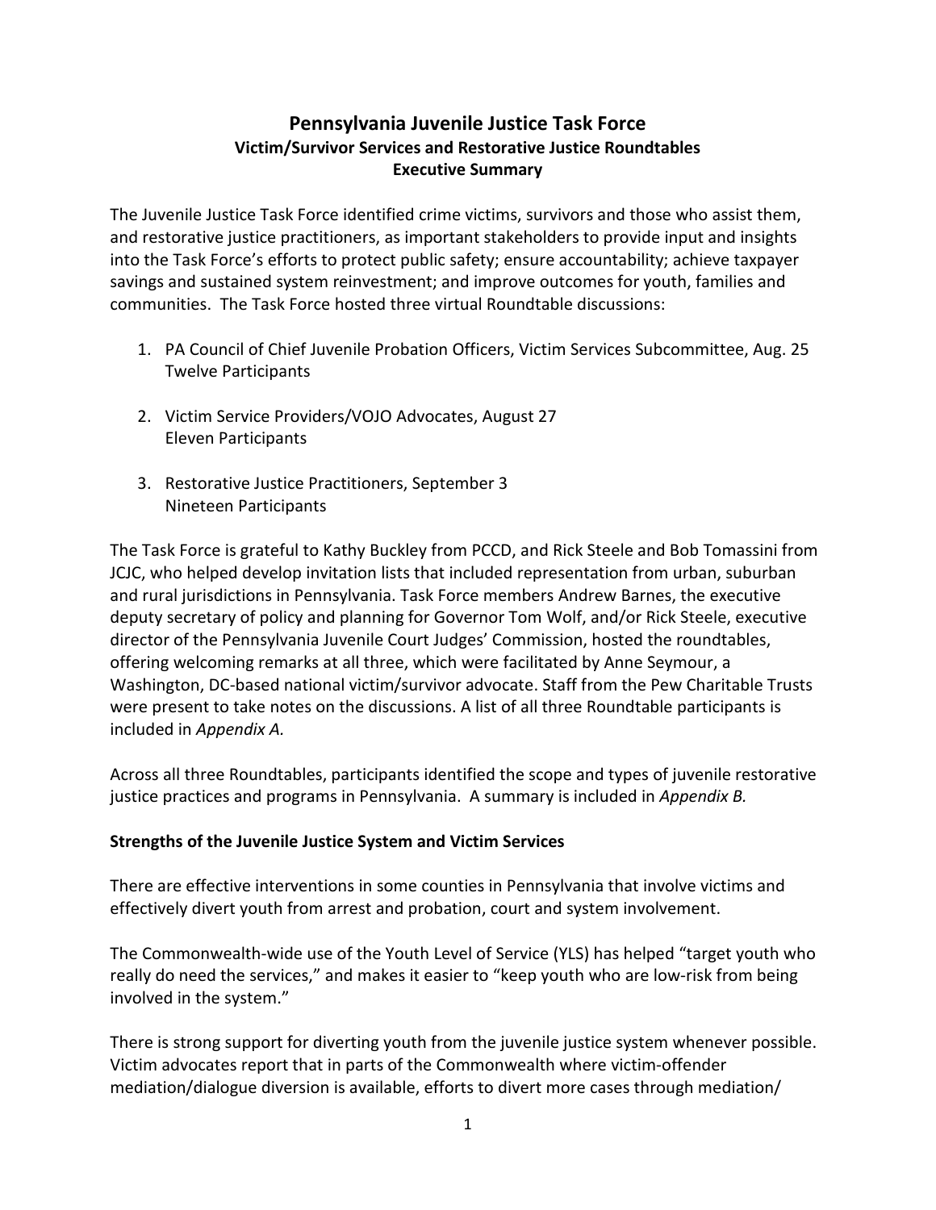# Pennsylvania Juvenile Justice Task Force
## Victim/Survivor Services and Restorative Justice Roundtables
## Executive Summary

The Juvenile Justice Task Force identified crime victims, survivors and those who assist them, and restorative justice practitioners, as important stakeholders to provide input and insights into the Task Force's efforts to protect public safety; ensure accountability; achieve taxpayer savings and sustained system reinvestment; and improve outcomes for youth, families and communities. The Task Force hosted three virtual Roundtable discussions:

1. PA Council of Chief Juvenile Probation Officers, Victim Services Subcommittee, Aug. 25
   Twelve Participants

2. Victim Service Providers/VOJO Advocates, August 27
   Eleven Participants

3. Restorative Justice Practitioners, September 3
   Nineteen Participants

The Task Force is grateful to Kathy Buckley from PCCD, and Rick Steele and Bob Tomassini from JCJC, who helped develop invitation lists that included representation from urban, suburban and rural jurisdictions in Pennsylvania. Task Force members Andrew Barnes, the executive deputy secretary of policy and planning for Governor Tom Wolf, and/or Rick Steele, executive director of the Pennsylvania Juvenile Court Judges' Commission, hosted the roundtables, offering welcoming remarks at all three, which were facilitated by Anne Seymour, a Washington, DC-based national victim/survivor advocate. Staff from the Pew Charitable Trusts were present to take notes on the discussions. A list of all three Roundtable participants is included in *Appendix A.*

Across all three Roundtables, participants identified the scope and types of juvenile restorative justice practices and programs in Pennsylvania. A summary is included in *Appendix B.*

### Strengths of the Juvenile Justice System and Victim Services

There are effective interventions in some counties in Pennsylvania that involve victims and effectively divert youth from arrest and probation, court and system involvement.

The Commonwealth-wide use of the Youth Level of Service (YLS) has helped "target youth who really do need the services," and makes it easier to "keep youth who are low-risk from being involved in the system."

There is strong support for diverting youth from the juvenile justice system whenever possible. Victim advocates report that in parts of the Commonwealth where victim-offender mediation/dialogue diversion is available, efforts to divert more cases through mediation/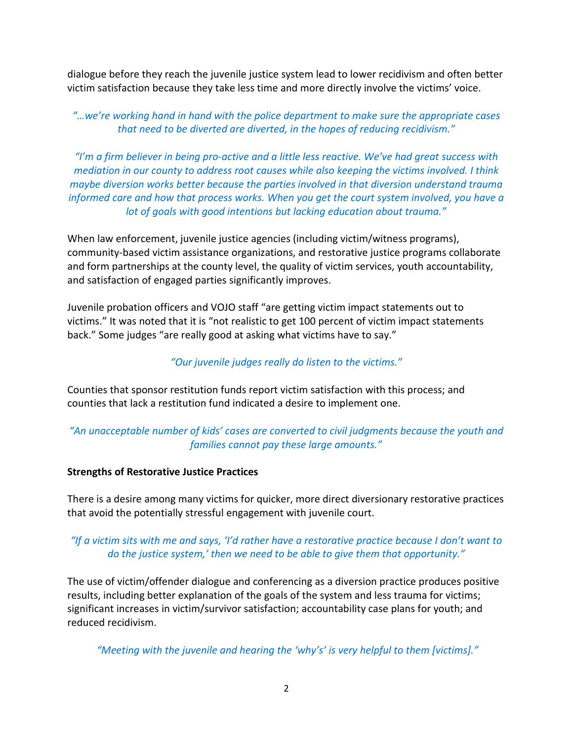dialogue before they reach the juvenile justice system lead to lower recidivism and often better victim satisfaction because they take less time and more directly involve the victims' voice.

*"…we're working hand in hand with the police department to make sure the appropriate cases that need to be diverted are diverted, in the hopes of reducing recidivism."*

*"I'm a firm believer in being pro-active and a little less reactive. We've had great success with mediation in our county to address root causes while also keeping the victims involved. I think maybe diversion works better because the parties involved in that diversion understand trauma informed care and how that process works. When you get the court system involved, you have a lot of goals with good intentions but lacking education about trauma."*

When law enforcement, juvenile justice agencies (including victim/witness programs), community-based victim assistance organizations, and restorative justice programs collaborate and form partnerships at the county level, the quality of victim services, youth accountability, and satisfaction of engaged parties significantly improves.

Juvenile probation officers and VOJO staff "are getting victim impact statements out to victims." It was noted that it is "not realistic to get 100 percent of victim impact statements back." Some judges "are really good at asking what victims have to say."

*"Our juvenile judges really do listen to the victims."*

Counties that sponsor restitution funds report victim satisfaction with this process; and counties that lack a restitution fund indicated a desire to implement one.

*"An unacceptable number of kids' cases are converted to civil judgments because the youth and families cannot pay these large amounts."*

**Strengths of Restorative Justice Practices**

There is a desire among many victims for quicker, more direct diversionary restorative practices that avoid the potentially stressful engagement with juvenile court.

*"If a victim sits with me and says, 'I'd rather have a restorative practice because I don't want to do the justice system,' then we need to be able to give them that opportunity."*

The use of victim/offender dialogue and conferencing as a diversion practice produces positive results, including better explanation of the goals of the system and less trauma for victims; significant increases in victim/survivor satisfaction; accountability case plans for youth; and reduced recidivism.

*"Meeting with the juvenile and hearing the 'why's' is very helpful to them [victims]."*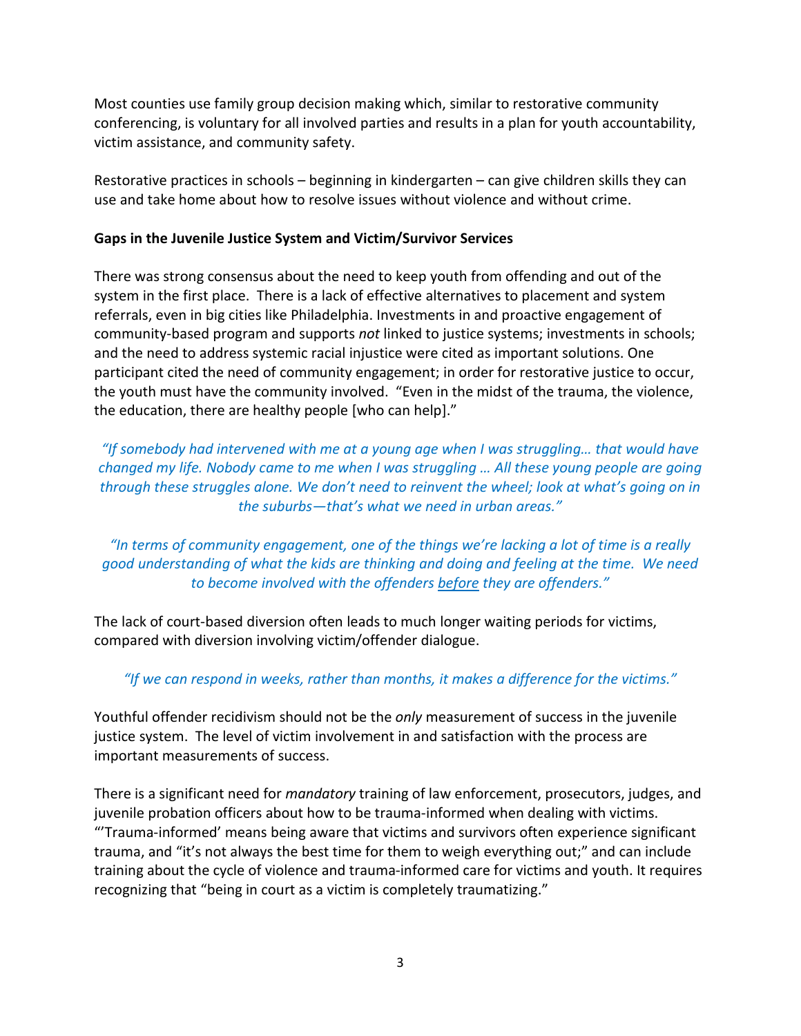Most counties use family group decision making which, similar to restorative community conferencing, is voluntary for all involved parties and results in a plan for youth accountability, victim assistance, and community safety.

Restorative practices in schools – beginning in kindergarten – can give children skills they can use and take home about how to resolve issues without violence and without crime.

**Gaps in the Juvenile Justice System and Victim/Survivor Services**

There was strong consensus about the need to keep youth from offending and out of the system in the first place. There is a lack of effective alternatives to placement and system referrals, even in big cities like Philadelphia. Investments in and proactive engagement of community-based program and supports *not* linked to justice systems; investments in schools; and the need to address systemic racial injustice were cited as important solutions. One participant cited the need of community engagement; in order for restorative justice to occur, the youth must have the community involved. "Even in the midst of the trauma, the violence, the education, there are healthy people [who can help]."

*"If somebody had intervened with me at a young age when I was struggling… that would have changed my life. Nobody came to me when I was struggling … All these young people are going through these struggles alone. We don't need to reinvent the wheel; look at what's going on in the suburbs—that's what we need in urban areas."*

*"In terms of community engagement, one of the things we're lacking a lot of time is a really good understanding of what the kids are thinking and doing and feeling at the time. We need to become involved with the offenders <u>before</u> they are offenders."*

The lack of court-based diversion often leads to much longer waiting periods for victims, compared with diversion involving victim/offender dialogue.

*"If we can respond in weeks, rather than months, it makes a difference for the victims."*

Youthful offender recidivism should not be the *only* measurement of success in the juvenile justice system. The level of victim involvement in and satisfaction with the process are important measurements of success.

There is a significant need for *mandatory* training of law enforcement, prosecutors, judges, and juvenile probation officers about how to be trauma-informed when dealing with victims. "'Trauma-informed' means being aware that victims and survivors often experience significant trauma, and "it's not always the best time for them to weigh everything out;" and can include training about the cycle of violence and trauma-informed care for victims and youth. It requires recognizing that "being in court as a victim is completely traumatizing."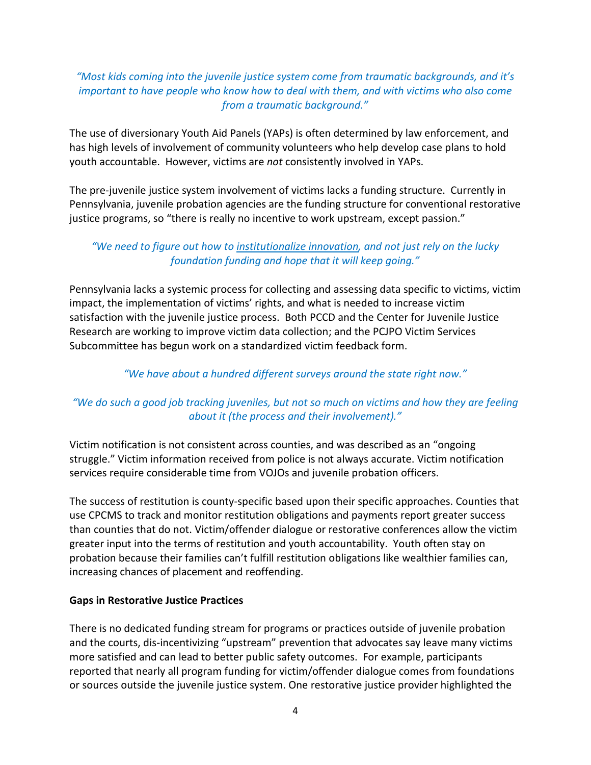*"Most kids coming into the juvenile justice system come from traumatic backgrounds, and it's important to have people who know how to deal with them, and with victims who also come from a traumatic background."*

The use of diversionary Youth Aid Panels (YAPs) is often determined by law enforcement, and has high levels of involvement of community volunteers who help develop case plans to hold youth accountable. However, victims are *not* consistently involved in YAPs.

The pre-juvenile justice system involvement of victims lacks a funding structure. Currently in Pennsylvania, juvenile probation agencies are the funding structure for conventional restorative justice programs, so "there is really no incentive to work upstream, except passion."

*"We need to figure out how to institutionalize innovation, and not just rely on the lucky foundation funding and hope that it will keep going."*

Pennsylvania lacks a systemic process for collecting and assessing data specific to victims, victim impact, the implementation of victims' rights, and what is needed to increase victim satisfaction with the juvenile justice process. Both PCCD and the Center for Juvenile Justice Research are working to improve victim data collection; and the PCJPO Victim Services Subcommittee has begun work on a standardized victim feedback form.

*"We have about a hundred different surveys around the state right now."*

*"We do such a good job tracking juveniles, but not so much on victims and how they are feeling about it (the process and their involvement)."*

Victim notification is not consistent across counties, and was described as an "ongoing struggle." Victim information received from police is not always accurate. Victim notification services require considerable time from VOJOs and juvenile probation officers.

The success of restitution is county-specific based upon their specific approaches. Counties that use CPCMS to track and monitor restitution obligations and payments report greater success than counties that do not. Victim/offender dialogue or restorative conferences allow the victim greater input into the terms of restitution and youth accountability. Youth often stay on probation because their families can't fulfill restitution obligations like wealthier families can, increasing chances of placement and reoffending.

**Gaps in Restorative Justice Practices**

There is no dedicated funding stream for programs or practices outside of juvenile probation and the courts, dis-incentivizing "upstream" prevention that advocates say leave many victims more satisfied and can lead to better public safety outcomes. For example, participants reported that nearly all program funding for victim/offender dialogue comes from foundations or sources outside the juvenile justice system. One restorative justice provider highlighted the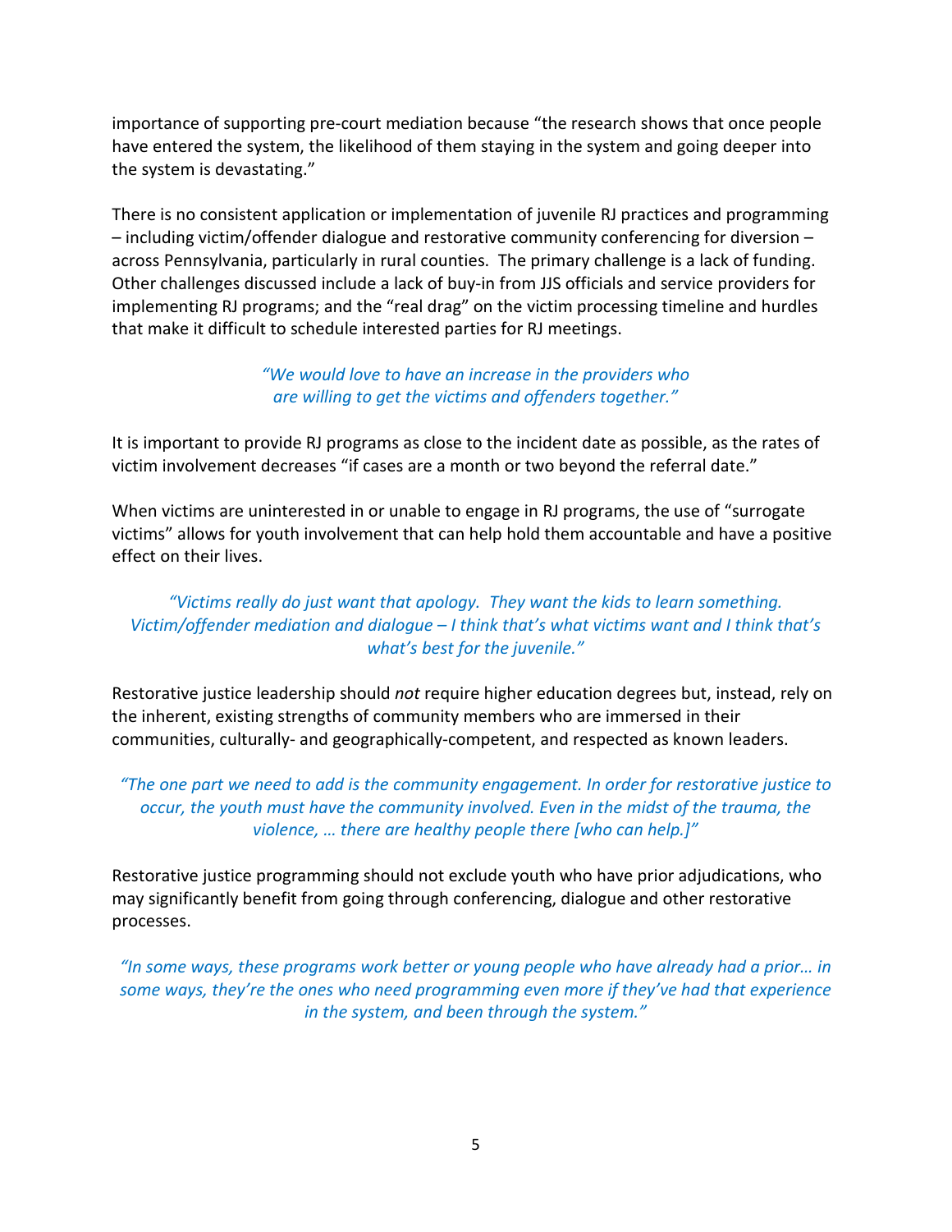importance of supporting pre-court mediation because "the research shows that once people have entered the system, the likelihood of them staying in the system and going deeper into the system is devastating."

There is no consistent application or implementation of juvenile RJ practices and programming – including victim/offender dialogue and restorative community conferencing for diversion – across Pennsylvania, particularly in rural counties. The primary challenge is a lack of funding. Other challenges discussed include a lack of buy-in from JJS officials and service providers for implementing RJ programs; and the "real drag" on the victim processing timeline and hurdles that make it difficult to schedule interested parties for RJ meetings.

*"We would love to have an increase in the providers who are willing to get the victims and offenders together."*

It is important to provide RJ programs as close to the incident date as possible, as the rates of victim involvement decreases "if cases are a month or two beyond the referral date."

When victims are uninterested in or unable to engage in RJ programs, the use of "surrogate victims" allows for youth involvement that can help hold them accountable and have a positive effect on their lives.

*"Victims really do just want that apology. They want the kids to learn something. Victim/offender mediation and dialogue – I think that's what victims want and I think that's what's best for the juvenile."*

Restorative justice leadership should *not* require higher education degrees but, instead, rely on the inherent, existing strengths of community members who are immersed in their communities, culturally- and geographically-competent, and respected as known leaders.

*"The one part we need to add is the community engagement. In order for restorative justice to occur, the youth must have the community involved. Even in the midst of the trauma, the violence, … there are healthy people there [who can help.]"*

Restorative justice programming should not exclude youth who have prior adjudications, who may significantly benefit from going through conferencing, dialogue and other restorative processes.

*"In some ways, these programs work better or young people who have already had a prior… in some ways, they're the ones who need programming even more if they've had that experience in the system, and been through the system."*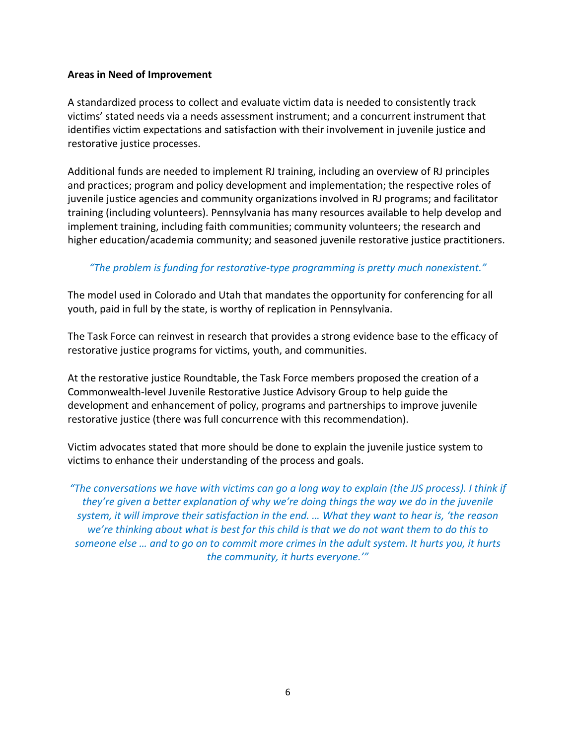**Areas in Need of Improvement**

A standardized process to collect and evaluate victim data is needed to consistently track victims' stated needs via a needs assessment instrument; and a concurrent instrument that identifies victim expectations and satisfaction with their involvement in juvenile justice and restorative justice processes.

Additional funds are needed to implement RJ training, including an overview of RJ principles and practices; program and policy development and implementation; the respective roles of juvenile justice agencies and community organizations involved in RJ programs; and facilitator training (including volunteers). Pennsylvania has many resources available to help develop and implement training, including faith communities; community volunteers; the research and higher education/academia community; and seasoned juvenile restorative justice practitioners.

*"The problem is funding for restorative-type programming is pretty much nonexistent."*

The model used in Colorado and Utah that mandates the opportunity for conferencing for all youth, paid in full by the state, is worthy of replication in Pennsylvania.

The Task Force can reinvest in research that provides a strong evidence base to the efficacy of restorative justice programs for victims, youth, and communities.

At the restorative justice Roundtable, the Task Force members proposed the creation of a Commonwealth-level Juvenile Restorative Justice Advisory Group to help guide the development and enhancement of policy, programs and partnerships to improve juvenile restorative justice (there was full concurrence with this recommendation).

Victim advocates stated that more should be done to explain the juvenile justice system to victims to enhance their understanding of the process and goals.

*"The conversations we have with victims can go a long way to explain (the JJS process). I think if they're given a better explanation of why we're doing things the way we do in the juvenile system, it will improve their satisfaction in the end. … What they want to hear is, 'the reason we're thinking about what is best for this child is that we do not want them to do this to someone else … and to go on to commit more crimes in the adult system. It hurts you, it hurts the community, it hurts everyone.'"*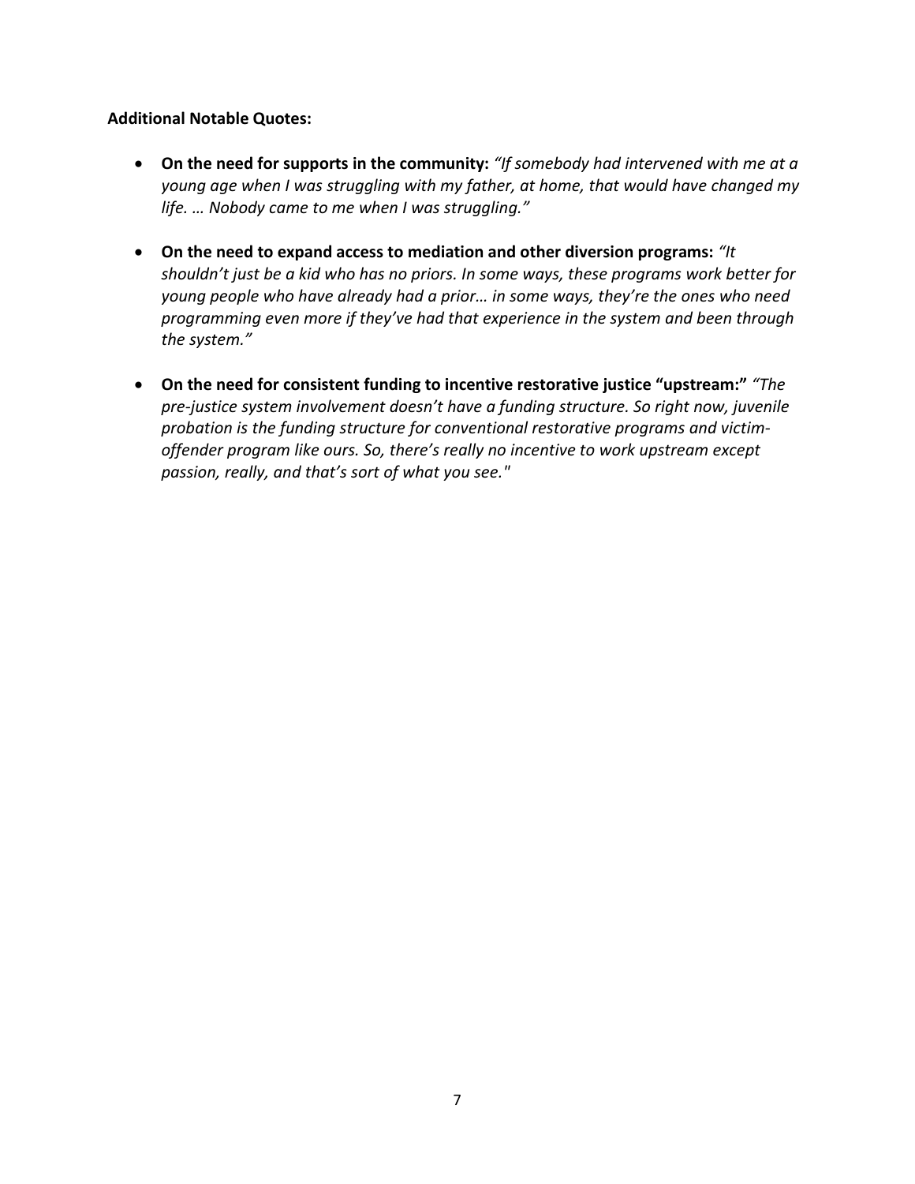**Additional Notable Quotes:**

- **On the need for supports in the community:** *"If somebody had intervened with me at a young age when I was struggling with my father, at home, that would have changed my life. … Nobody came to me when I was struggling."*

- **On the need to expand access to mediation and other diversion programs:** *"It shouldn't just be a kid who has no priors. In some ways, these programs work better for young people who have already had a prior… in some ways, they're the ones who need programming even more if they've had that experience in the system and been through the system."*

- **On the need for consistent funding to incentive restorative justice "upstream:"** *"The pre-justice system involvement doesn't have a funding structure. So right now, juvenile probation is the funding structure for conventional restorative programs and victim-offender program like ours. So, there's really no incentive to work upstream except passion, really, and that's sort of what you see."*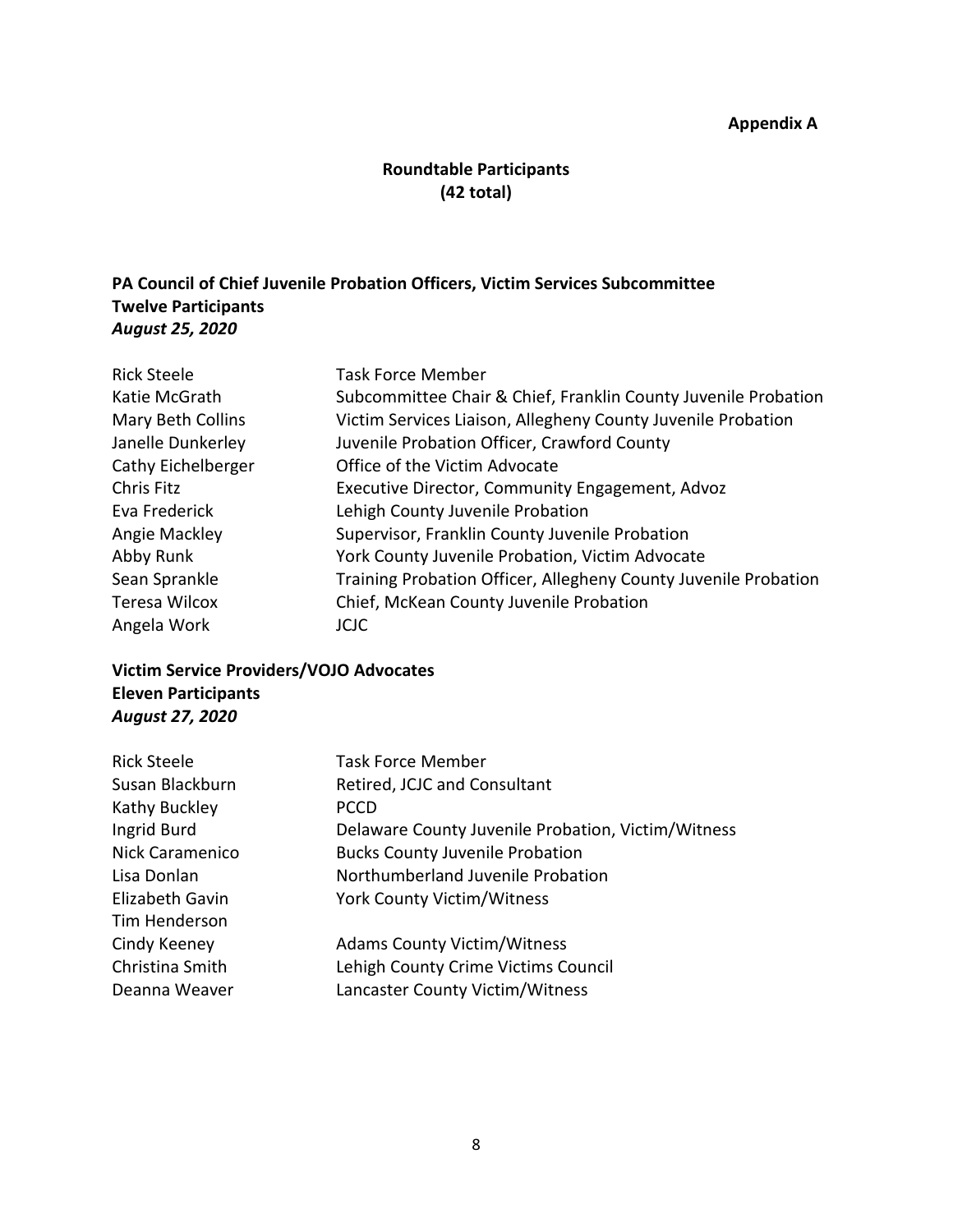**Appendix A**

## Roundtable Participants (42 total)

### PA Council of Chief Juvenile Probation Officers, Victim Services Subcommittee
**Twelve Participants**
***August 25, 2020***

| | |
|---|---|
| Rick Steele | Task Force Member |
| Katie McGrath | Subcommittee Chair & Chief, Franklin County Juvenile Probation |
| Mary Beth Collins | Victim Services Liaison, Allegheny County Juvenile Probation |
| Janelle Dunkerley | Juvenile Probation Officer, Crawford County |
| Cathy Eichelberger | Office of the Victim Advocate |
| Chris Fitz | Executive Director, Community Engagement, Advoz |
| Eva Frederick | Lehigh County Juvenile Probation |
| Angie Mackley | Supervisor, Franklin County Juvenile Probation |
| Abby Runk | York County Juvenile Probation, Victim Advocate |
| Sean Sprankle | Training Probation Officer, Allegheny County Juvenile Probation |
| Teresa Wilcox | Chief, McKean County Juvenile Probation |
| Angela Work | JCJC |

### Victim Service Providers/VOJO Advocates
**Eleven Participants**
***August 27, 2020***

| | |
|---|---|
| Rick Steele | Task Force Member |
| Susan Blackburn | Retired, JCJC and Consultant |
| Kathy Buckley | PCCD |
| Ingrid Burd | Delaware County Juvenile Probation, Victim/Witness |
| Nick Caramenico | Bucks County Juvenile Probation |
| Lisa Donlan | Northumberland Juvenile Probation |
| Elizabeth Gavin | York County Victim/Witness |
| Tim Henderson | |
| Cindy Keeney | Adams County Victim/Witness |
| Christina Smith | Lehigh County Crime Victims Council |
| Deanna Weaver | Lancaster County Victim/Witness |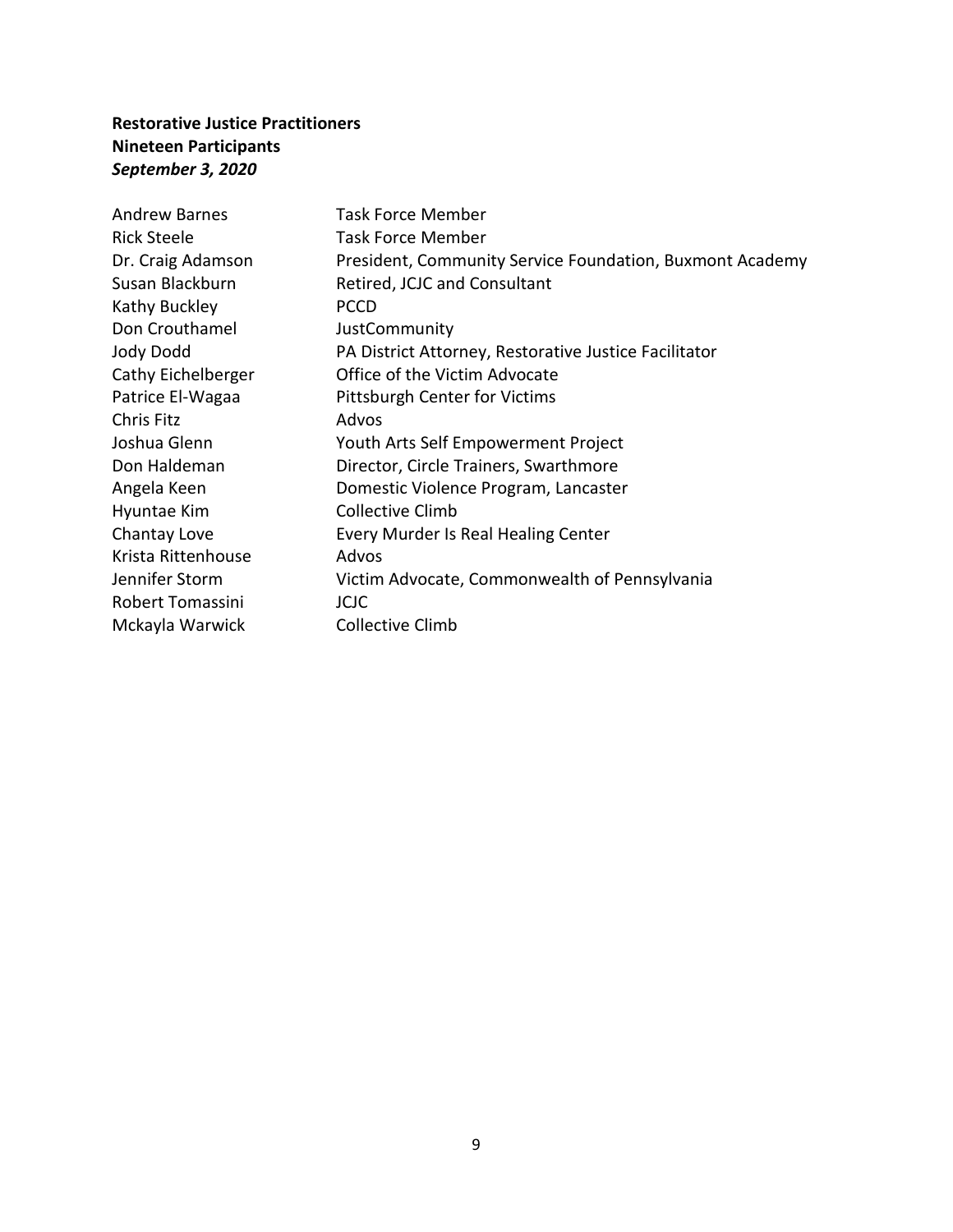**Restorative Justice Practitioners**
**Nineteen Participants**
***September 3, 2020***

| | |
|---|---|
| Andrew Barnes | Task Force Member |
| Rick Steele | Task Force Member |
| Dr. Craig Adamson | President, Community Service Foundation, Buxmont Academy |
| Susan Blackburn | Retired, JCJC and Consultant |
| Kathy Buckley | PCCD |
| Don Crouthamel | JustCommunity |
| Jody Dodd | PA District Attorney, Restorative Justice Facilitator |
| Cathy Eichelberger | Office of the Victim Advocate |
| Patrice El-Wagaa | Pittsburgh Center for Victims |
| Chris Fitz | Advos |
| Joshua Glenn | Youth Arts Self Empowerment Project |
| Don Haldeman | Director, Circle Trainers, Swarthmore |
| Angela Keen | Domestic Violence Program, Lancaster |
| Hyuntae Kim | Collective Climb |
| Chantay Love | Every Murder Is Real Healing Center |
| Krista Rittenhouse | Advos |
| Jennifer Storm | Victim Advocate, Commonwealth of Pennsylvania |
| Robert Tomassini | JCJC |
| Mckayla Warwick | Collective Climb |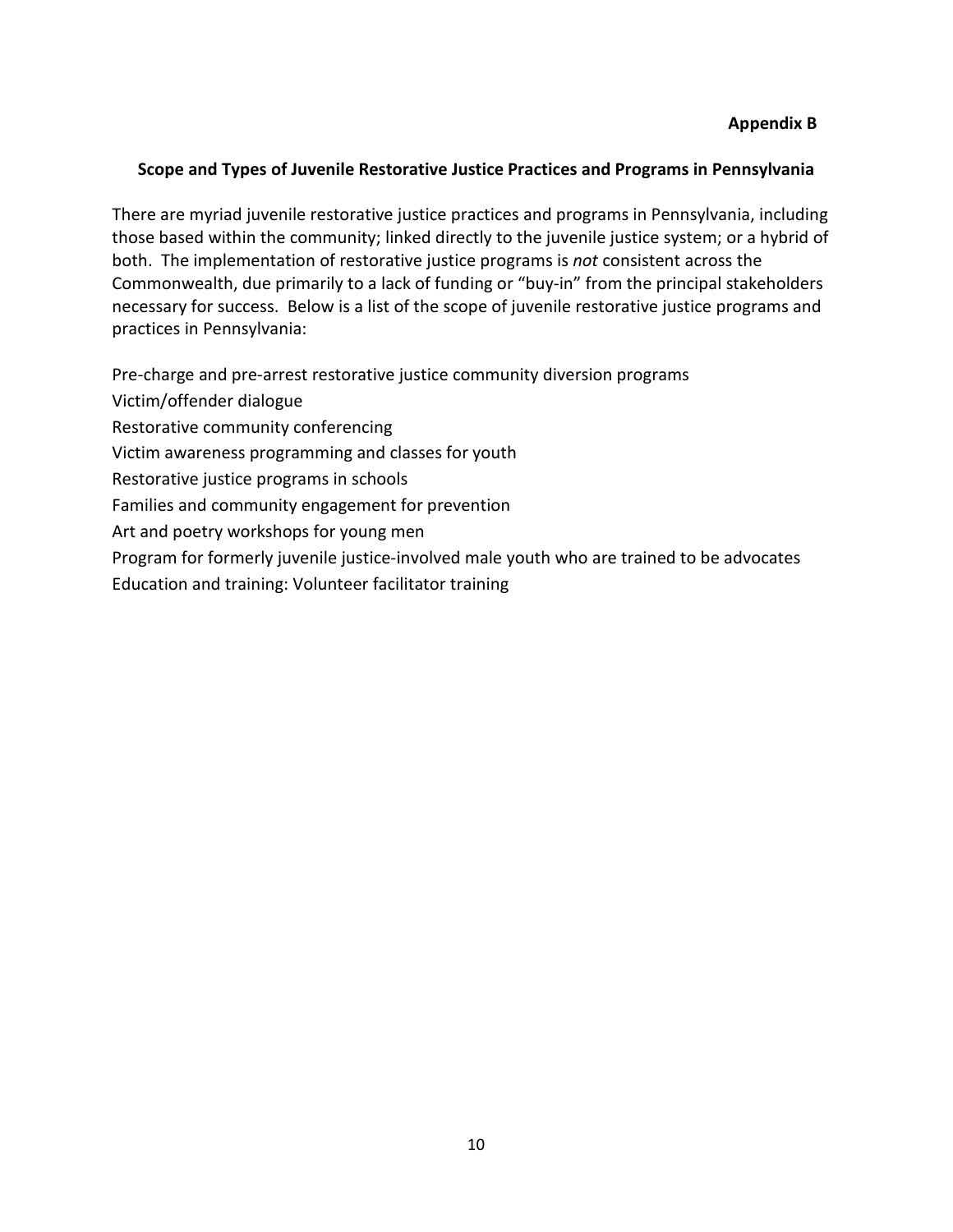**Appendix B**

## Scope and Types of Juvenile Restorative Justice Practices and Programs in Pennsylvania

There are myriad juvenile restorative justice practices and programs in Pennsylvania, including those based within the community; linked directly to the juvenile justice system; or a hybrid of both. The implementation of restorative justice programs is *not* consistent across the Commonwealth, due primarily to a lack of funding or "buy-in" from the principal stakeholders necessary for success. Below is a list of the scope of juvenile restorative justice programs and practices in Pennsylvania:

Pre-charge and pre-arrest restorative justice community diversion programs
Victim/offender dialogue
Restorative community conferencing
Victim awareness programming and classes for youth
Restorative justice programs in schools
Families and community engagement for prevention
Art and poetry workshops for young men
Program for formerly juvenile justice-involved male youth who are trained to be advocates
Education and training: Volunteer facilitator training